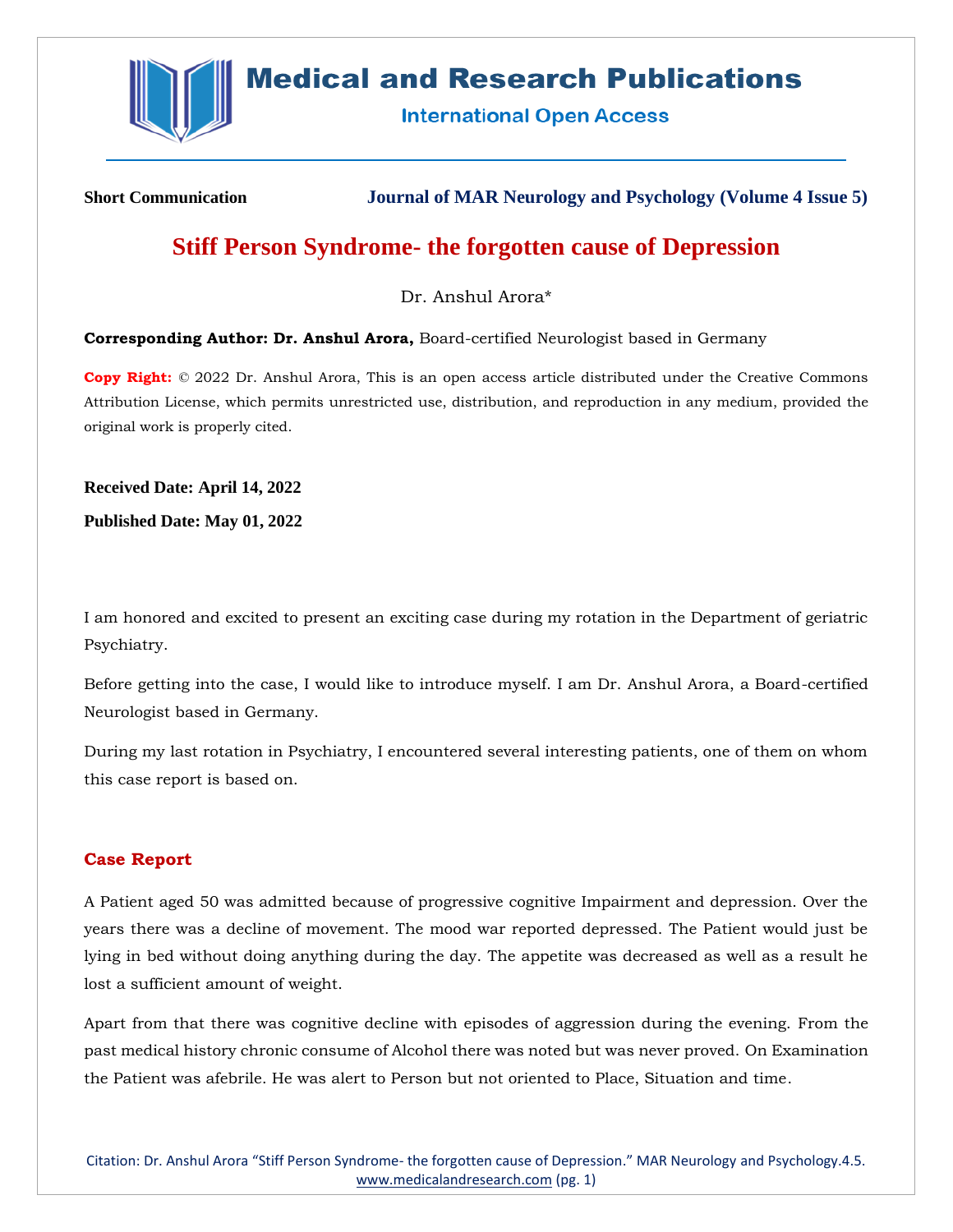**Short Communication** **Journal of MAR Neurology and Psychology (Volume 4 Issue 5)**

# Stiff Person Syndrome- the forgotten cause of Depression

Dr. Anshul Arora*

**Corresponding Author: Dr. Anshul Arora,** Board-certified Neurologist based in Germany

**Copy Right:** © 2022 Dr. Anshul Arora, This is an open access article distributed under the Creative Commons Attribution License, which permits unrestricted use, distribution, and reproduction in any medium, provided the original work is properly cited.

**Received Date: April 14, 2022**

**Published Date: May 01, 2022**

I am honored and excited to present an exciting case during my rotation in the Department of geriatric Psychiatry.

Before getting into the case, I would like to introduce myself. I am Dr. Anshul Arora, a Board-certified Neurologist based in Germany.

During my last rotation in Psychiatry, I encountered several interesting patients, one of them on whom this case report is based on.

## Case Report

A Patient aged 50 was admitted because of progressive cognitive Impairment and depression. Over the years there was a decline of movement. The mood war reported depressed. The Patient would just be lying in bed without doing anything during the day. The appetite was decreased as well as a result he lost a sufficient amount of weight.

Apart from that there was cognitive decline with episodes of aggression during the evening. From the past medical history chronic consume of Alcohol there was noted but was never proved. On Examination the Patient was afebrile. He was alert to Person but not oriented to Place, Situation and time.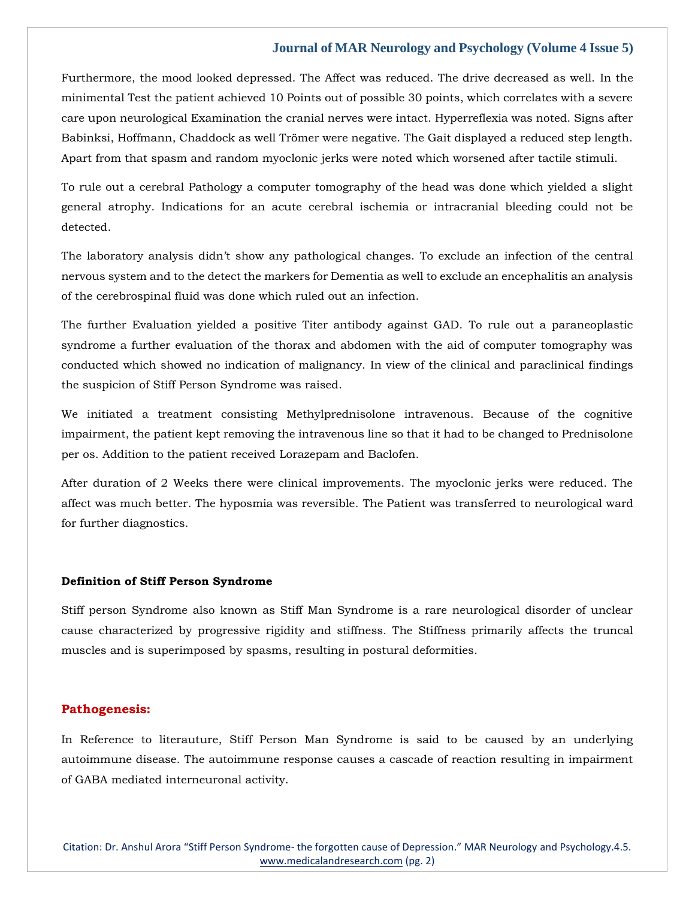Furthermore, the mood looked depressed. The Affect was reduced. The drive decreased as well. In the minimental Test the patient achieved 10 Points out of possible 30 points, which correlates with a severe care upon neurological Examination the cranial nerves were intact. Hyperreflexia was noted. Signs after Babinksi, Hoffmann, Chaddock as well Trömer were negative. The Gait displayed a reduced step length. Apart from that spasm and random myoclonic jerks were noted which worsened after tactile stimuli.

To rule out a cerebral Pathology a computer tomography of the head was done which yielded a slight general atrophy. Indications for an acute cerebral ischemia or intracranial bleeding could not be detected.

The laboratory analysis didn't show any pathological changes. To exclude an infection of the central nervous system and to the detect the markers for Dementia as well to exclude an encephalitis an analysis of the cerebrospinal fluid was done which ruled out an infection.

The further Evaluation yielded a positive Titer antibody against GAD. To rule out a paraneoplastic syndrome a further evaluation of the thorax and abdomen with the aid of computer tomography was conducted which showed no indication of malignancy. In view of the clinical and paraclinical findings the suspicion of Stiff Person Syndrome was raised.

We initiated a treatment consisting Methylprednisolone intravenous. Because of the cognitive impairment, the patient kept removing the intravenous line so that it had to be changed to Prednisolone per os. Addition to the patient received Lorazepam and Baclofen.

After duration of 2 Weeks there were clinical improvements. The myoclonic jerks were reduced. The affect was much better. The hyposmia was reversible. The Patient was transferred to neurological ward for further diagnostics.

**Definition of Stiff Person Syndrome**

Stiff person Syndrome also known as Stiff Man Syndrome is a rare neurological disorder of unclear cause characterized by progressive rigidity and stiffness. The Stiffness primarily affects the truncal muscles and is superimposed by spasms, resulting in postural deformities.

## Pathogenesis:

In Reference to literauture, Stiff Person Man Syndrome is said to be caused by an underlying autoimmune disease. The autoimmune response causes a cascade of reaction resulting in impairment of GABA mediated interneuronal activity.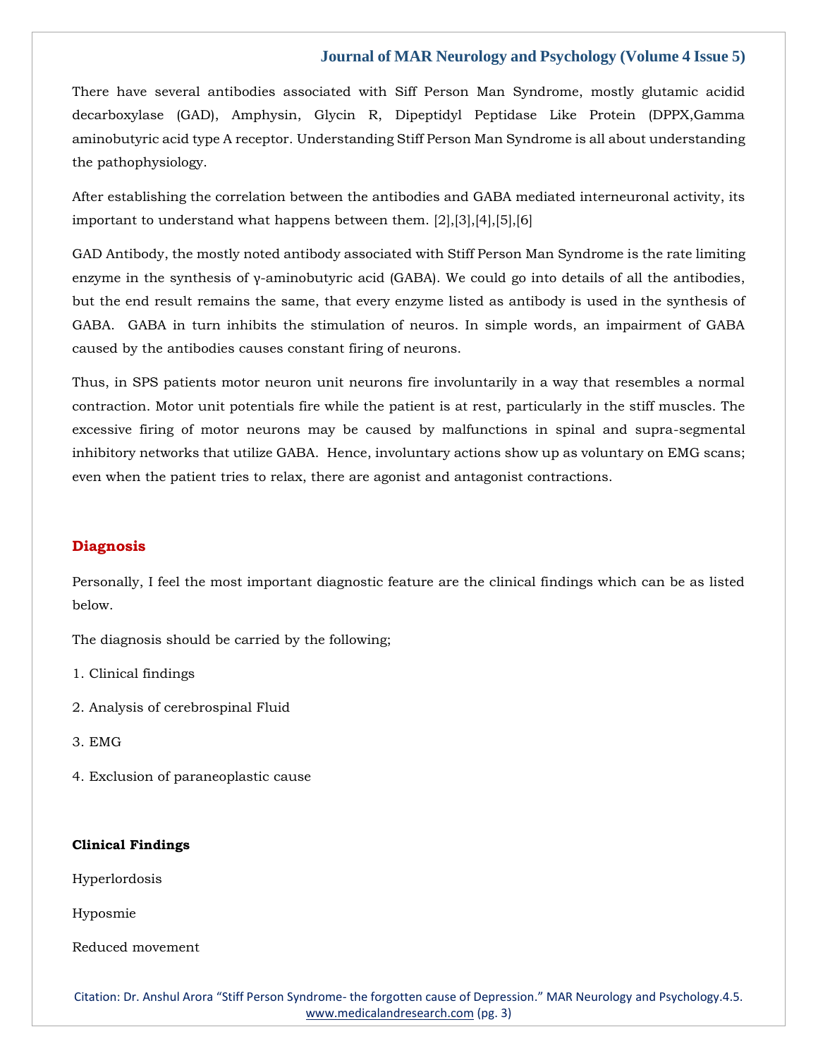There have several antibodies associated with Siff Person Man Syndrome, mostly glutamic acidid decarboxylase (GAD), Amphysin, Glycin R, Dipeptidyl Peptidase Like Protein (DPPX,Gamma aminobutyric acid type A receptor. Understanding Stiff Person Man Syndrome is all about understanding the pathophysiology.

After establishing the correlation between the antibodies and GABA mediated interneuronal activity, its important to understand what happens between them. [2],[3],[4],[5],[6]

GAD Antibody, the mostly noted antibody associated with Stiff Person Man Syndrome is the rate limiting enzyme in the synthesis of γ-aminobutyric acid (GABA). We could go into details of all the antibodies, but the end result remains the same, that every enzyme listed as antibody is used in the synthesis of GABA. GABA in turn inhibits the stimulation of neuros. In simple words, an impairment of GABA caused by the antibodies causes constant firing of neurons.

Thus, in SPS patients motor neuron unit neurons fire involuntarily in a way that resembles a normal contraction. Motor unit potentials fire while the patient is at rest, particularly in the stiff muscles. The excessive firing of motor neurons may be caused by malfunctions in spinal and supra-segmental inhibitory networks that utilize GABA. Hence, involuntary actions show up as voluntary on EMG scans; even when the patient tries to relax, there are agonist and antagonist contractions.

## Diagnosis

Personally, I feel the most important diagnostic feature are the clinical findings which can be as listed below.

The diagnosis should be carried by the following;

1. Clinical findings
2. Analysis of cerebrospinal Fluid
3. EMG
4. Exclusion of paraneoplastic cause

**Clinical Findings**

Hyperlordosis

Hyposmie

Reduced movement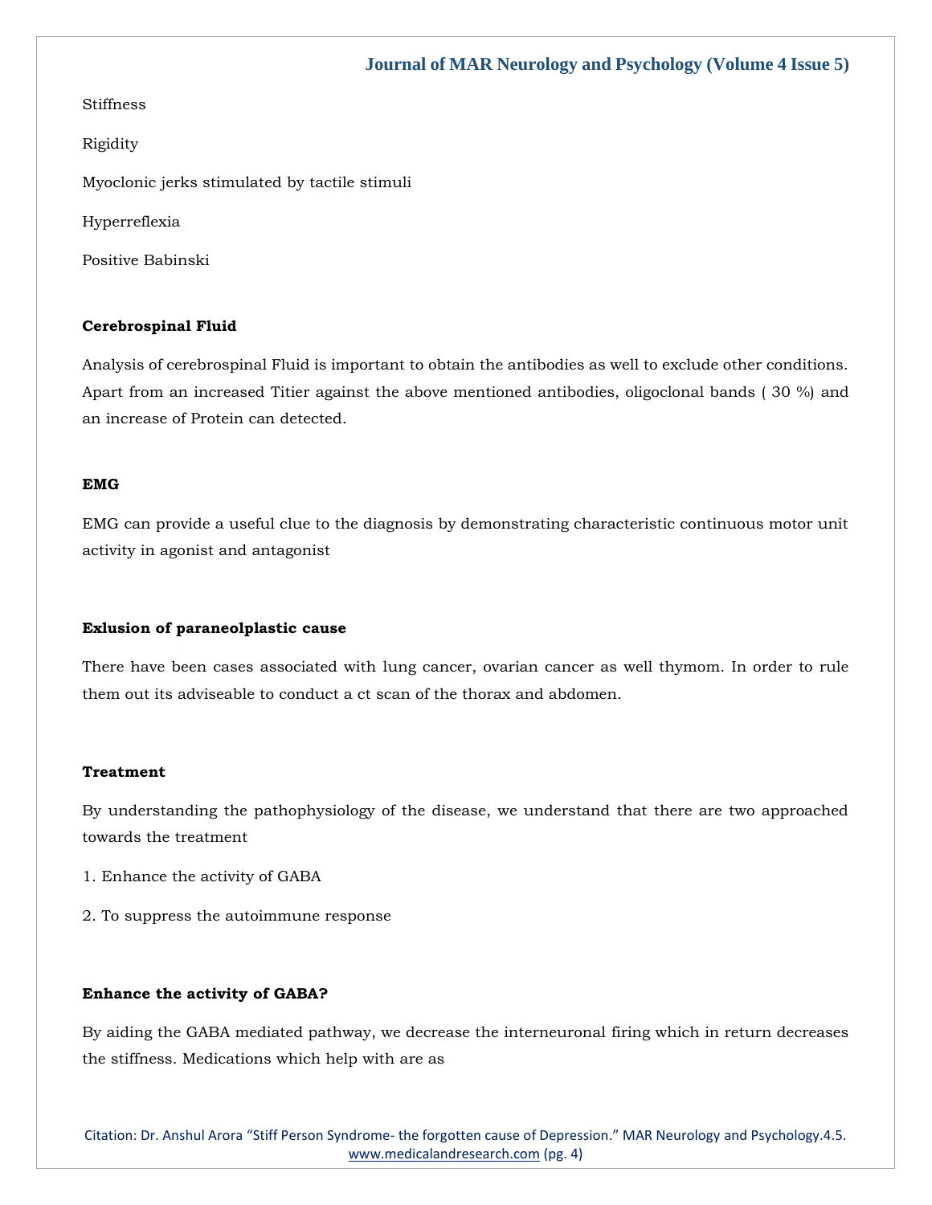Stiffness

Rigidity

Myoclonic jerks stimulated by tactile stimuli

Hyperreflexia

Positive Babinski

**Cerebrospinal Fluid**

Analysis of cerebrospinal Fluid is important to obtain the antibodies as well to exclude other conditions. Apart from an increased Titier against the above mentioned antibodies, oligoclonal bands ( 30 %) and an increase of Protein can detected.

**EMG**

EMG can provide a useful clue to the diagnosis by demonstrating characteristic continuous motor unit activity in agonist and antagonist

**Exlusion of paraneolplastic cause**

There have been cases associated with lung cancer, ovarian cancer as well thymom. In order to rule them out its adviseable to conduct a ct scan of the thorax and abdomen.

**Treatment**

By understanding the pathophysiology of the disease, we understand that there are two approached towards the treatment

1. Enhance the activity of GABA

2. To suppress the autoimmune response

**Enhance the activity of GABA?**

By aiding the GABA mediated pathway, we decrease the interneuronal firing which in return decreases the stiffness. Medications which help with are as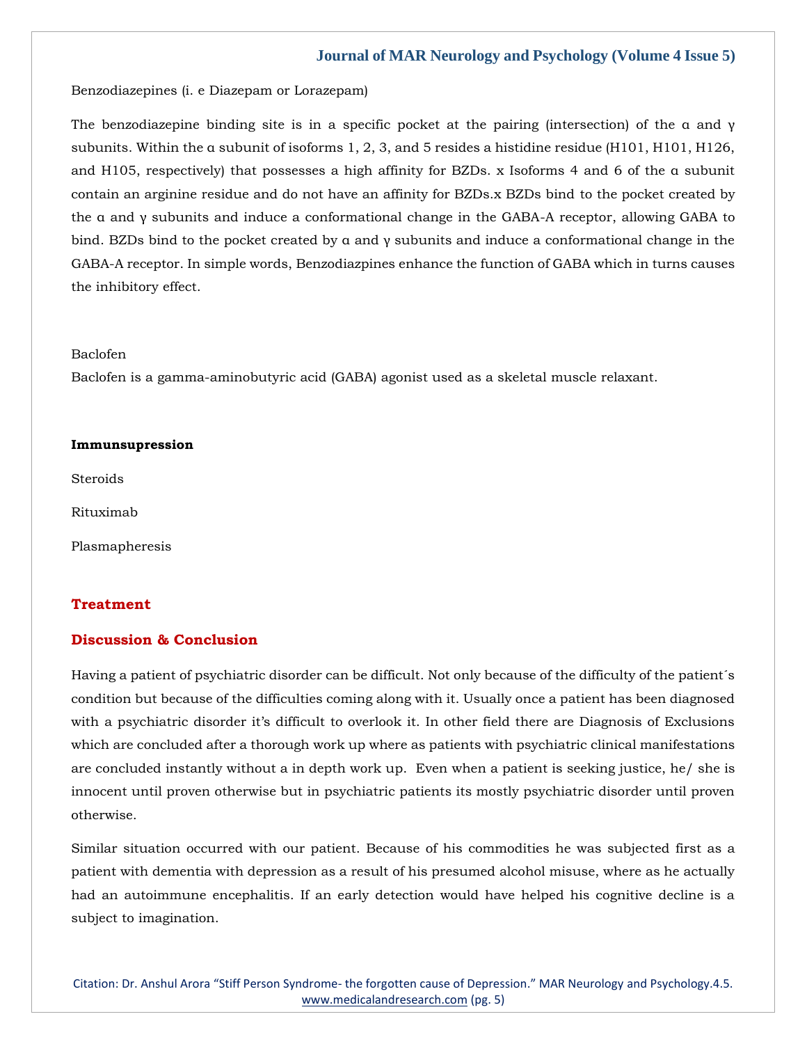Benzodiazepines (i. e Diazepam or Lorazepam)

The benzodiazepine binding site is in a specific pocket at the pairing (intersection) of the α and γ subunits. Within the α subunit of isoforms 1, 2, 3, and 5 resides a histidine residue (H101, H101, H126, and H105, respectively) that possesses a high affinity for BZDs. x Isoforms 4 and 6 of the α subunit contain an arginine residue and do not have an affinity for BZDs.x BZDs bind to the pocket created by the α and γ subunits and induce a conformational change in the GABA-A receptor, allowing GABA to bind. BZDs bind to the pocket created by α and γ subunits and induce a conformational change in the GABA-A receptor. In simple words, Benzodiazpines enhance the function of GABA which in turns causes the inhibitory effect.

Baclofen

Baclofen is a gamma-aminobutyric acid (GABA) agonist used as a skeletal muscle relaxant.

**Immunsupression**

Steroids

Rituximab

Plasmapheresis

## Treatment

## Discussion & Conclusion

Having a patient of psychiatric disorder can be difficult. Not only because of the difficulty of the patient´s condition but because of the difficulties coming along with it. Usually once a patient has been diagnosed with a psychiatric disorder it's difficult to overlook it. In other field there are Diagnosis of Exclusions which are concluded after a thorough work up where as patients with psychiatric clinical manifestations are concluded instantly without a in depth work up. Even when a patient is seeking justice, he/ she is innocent until proven otherwise but in psychiatric patients its mostly psychiatric disorder until proven otherwise.

Similar situation occurred with our patient. Because of his commodities he was subjected first as a patient with dementia with depression as a result of his presumed alcohol misuse, where as he actually had an autoimmune encephalitis. If an early detection would have helped his cognitive decline is a subject to imagination.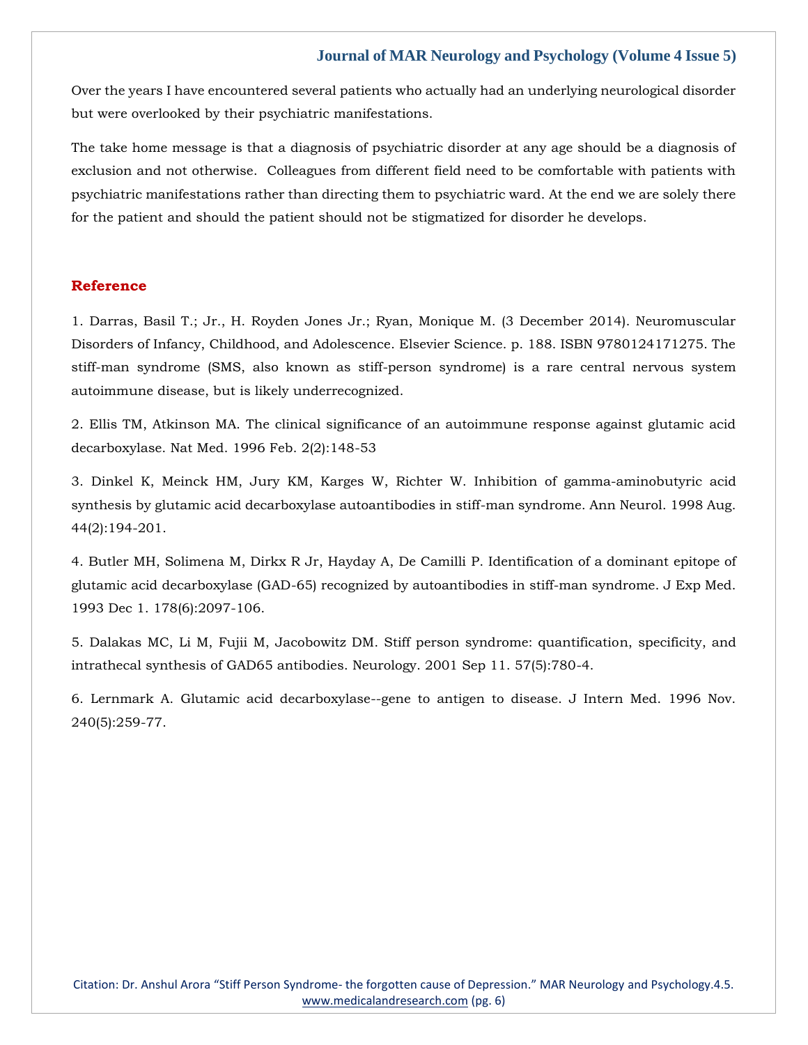Over the years I have encountered several patients who actually had an underlying neurological disorder but were overlooked by their psychiatric manifestations.

The take home message is that a diagnosis of psychiatric disorder at any age should be a diagnosis of exclusion and not otherwise.  Colleagues from different field need to be comfortable with patients with psychiatric manifestations rather than directing them to psychiatric ward. At the end we are solely there for the patient and should the patient should not be stigmatized for disorder he develops.

## Reference

1. Darras, Basil T.; Jr., H. Royden Jones Jr.; Ryan, Monique M. (3 December 2014). Neuromuscular Disorders of Infancy, Childhood, and Adolescence. Elsevier Science. p. 188. ISBN 9780124171275. The stiff-man syndrome (SMS, also known as stiff-person syndrome) is a rare central nervous system autoimmune disease, but is likely underrecognized.

2. Ellis TM, Atkinson MA. The clinical significance of an autoimmune response against glutamic acid decarboxylase. Nat Med. 1996 Feb. 2(2):148-53

3. Dinkel K, Meinck HM, Jury KM, Karges W, Richter W. Inhibition of gamma-aminobutyric acid synthesis by glutamic acid decarboxylase autoantibodies in stiff-man syndrome. Ann Neurol. 1998 Aug. 44(2):194-201.

4. Butler MH, Solimena M, Dirkx R Jr, Hayday A, De Camilli P. Identification of a dominant epitope of glutamic acid decarboxylase (GAD-65) recognized by autoantibodies in stiff-man syndrome. J Exp Med. 1993 Dec 1. 178(6):2097-106.

5. Dalakas MC, Li M, Fujii M, Jacobowitz DM. Stiff person syndrome: quantification, specificity, and intrathecal synthesis of GAD65 antibodies. Neurology. 2001 Sep 11. 57(5):780-4.

6. Lernmark A. Glutamic acid decarboxylase--gene to antigen to disease. J Intern Med. 1996 Nov. 240(5):259-77.